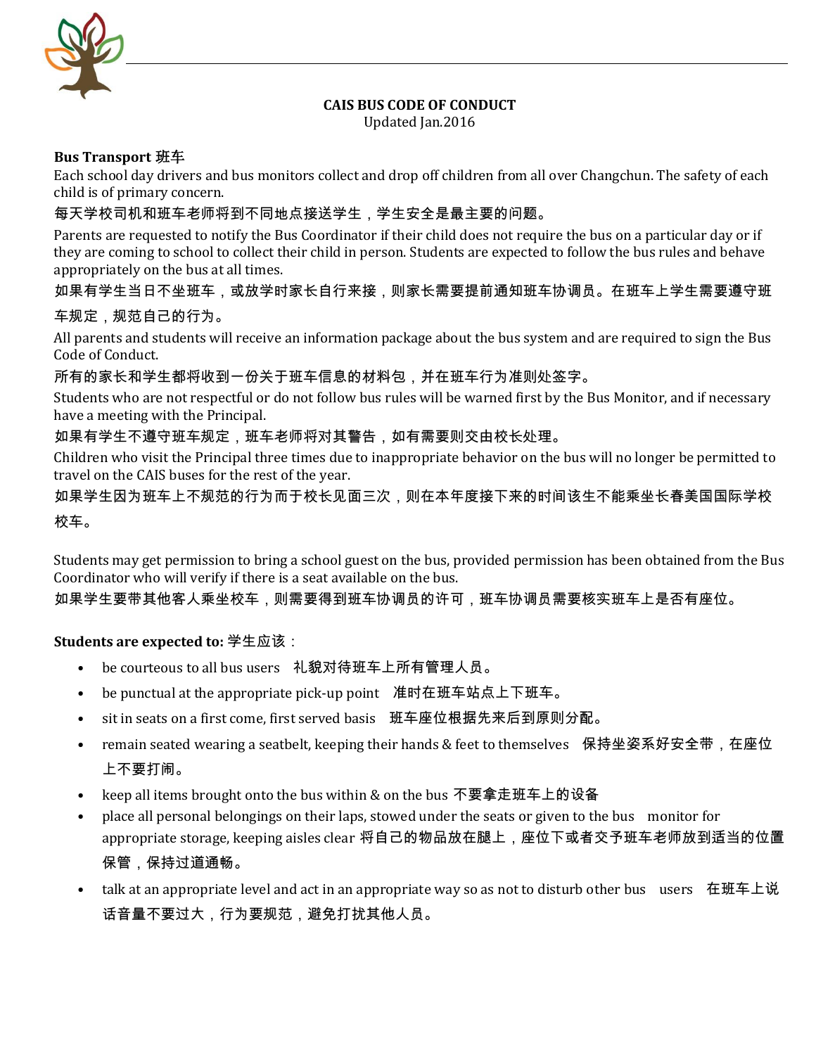# CAIS BUS CODE OF CONDUCT

Updated Jan.2016

**Bus Transport 班车**

Each school day drivers and bus monitors collect and drop off children from all over Changchun. The safety of each child is of primary concern.

每天学校司机和班车老师将到不同地点接送学生，学生安全是最主要的问题。

Parents are requested to notify the Bus Coordinator if their child does not require the bus on a particular day or if they are coming to school to collect their child in person. Students are expected to follow the bus rules and behave appropriately on the bus at all times.

如果有学生当日不坐班车，或放学时家长自行来接，则家长需要提前通知班车协调员。在班车上学生需要遵守班车规定，规范自己的行为。

All parents and students will receive an information package about the bus system and are required to sign the Bus Code of Conduct.

所有的家长和学生都将收到一份关于班车信息的材料包，并在班车行为准则处签字。

Students who are not respectful or do not follow bus rules will be warned first by the Bus Monitor, and if necessary have a meeting with the Principal.

如果有学生不遵守班车规定，班车老师将对其警告，如有需要则交由校长处理。

Children who visit the Principal three times due to inappropriate behavior on the bus will no longer be permitted to travel on the CAIS buses for the rest of the year.

如果学生因为班车上不规范的行为而于校长见面三次，则在本年度接下来的时间该生不能乘坐长春美国国际学校校车。

Students may get permission to bring a school guest on the bus, provided permission has been obtained from the Bus Coordinator who will verify if there is a seat available on the bus.

如果学生要带其他客人乘坐校车，则需要得到班车协调员的许可，班车协调员需要核实班车上是否有座位。

**Students are expected to:** 学生应该：

- be courteous to all bus users 礼貌对待班车上所有管理人员。
- be punctual at the appropriate pick-up point 准时在班车站点上下班车。
- sit in seats on a first come, first served basis 班车座位根据先来后到原则分配。
- remain seated wearing a seatbelt, keeping their hands & feet to themselves 保持坐姿系好安全带，在座位上不要打闹。
- keep all items brought onto the bus within & on the bus 不要拿走班车上的设备
- place all personal belongings on their laps, stowed under the seats or given to the bus monitor for appropriate storage, keeping aisles clear 将自己的物品放在腿上，座位下或者交予班车老师放到适当的位置保管，保持过道通畅。
- talk at an appropriate level and act in an appropriate way so as not to disturb other bus users 在班车上说话音量不要过大，行为要规范，避免打扰其他人员。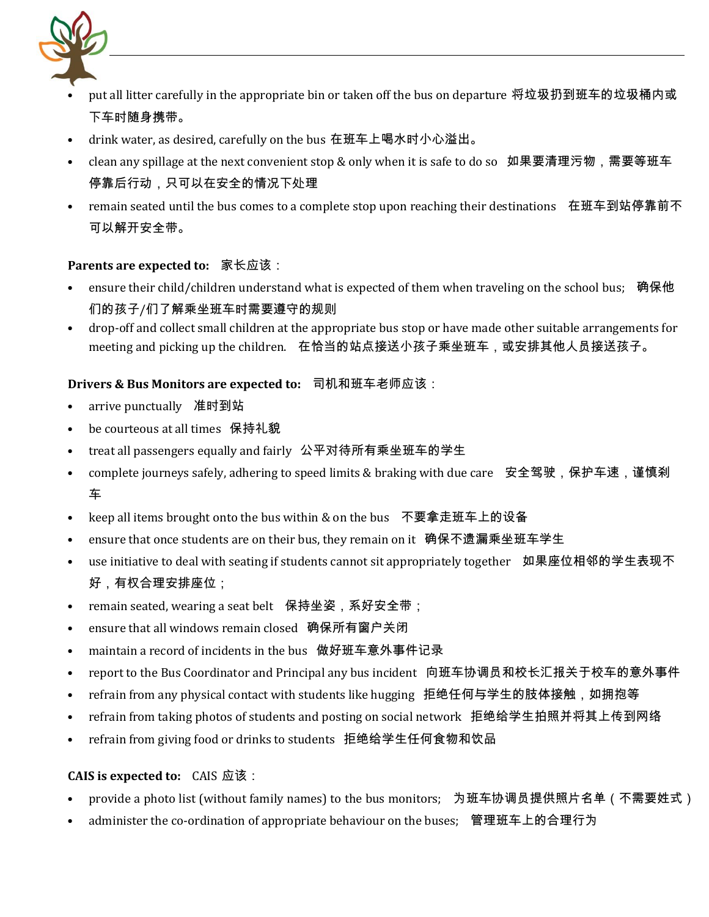- put all litter carefully in the appropriate bin or taken off the bus on departure 将垃圾扔到班车的垃圾桶内或下车时随身携带。
- drink water, as desired, carefully on the bus 在班车上喝水时小心溢出。
- clean any spillage at the next convenient stop & only when it is safe to do so 如果要清理污物，需要等班车停靠后行动，只可以在安全的情况下处理
- remain seated until the bus comes to a complete stop upon reaching their destinations 在班车到站停靠前不可以解开安全带。

**Parents are expected to:** 家长应该：

- ensure their child/children understand what is expected of them when traveling on the school bus; 确保他们的孩子/们了解乘坐班车时需要遵守的规则
- drop-off and collect small children at the appropriate bus stop or have made other suitable arrangements for meeting and picking up the children. 在恰当的站点接送小孩子乘坐班车，或安排其他人员接送孩子。

**Drivers & Bus Monitors are expected to:** 司机和班车老师应该：

- arrive punctually 准时到站
- be courteous at all times 保持礼貌
- treat all passengers equally and fairly 公平对待所有乘坐班车的学生
- complete journeys safely, adhering to speed limits & braking with due care 安全驾驶，保护车速，谨慎刹车
- keep all items brought onto the bus within & on the bus 不要拿走班车上的设备
- ensure that once students are on their bus, they remain on it 确保不遗漏乘坐班车学生
- use initiative to deal with seating if students cannot sit appropriately together 如果座位相邻的学生表现不好，有权合理安排座位；
- remain seated, wearing a seat belt 保持坐姿，系好安全带；
- ensure that all windows remain closed 确保所有窗户关闭
- maintain a record of incidents in the bus 做好班车意外事件记录
- report to the Bus Coordinator and Principal any bus incident 向班车协调员和校长汇报关于校车的意外事件
- refrain from any physical contact with students like hugging 拒绝任何与学生的肢体接触，如拥抱等
- refrain from taking photos of students and posting on social network 拒绝给学生拍照并将其上传到网络
- refrain from giving food or drinks to students 拒绝给学生任何食物和饮品

**CAIS is expected to:** CAIS 应该：

- provide a photo list (without family names) to the bus monitors; 为班车协调员提供照片名单（不需要姓式）
- administer the co-ordination of appropriate behaviour on the buses; 管理班车上的合理行为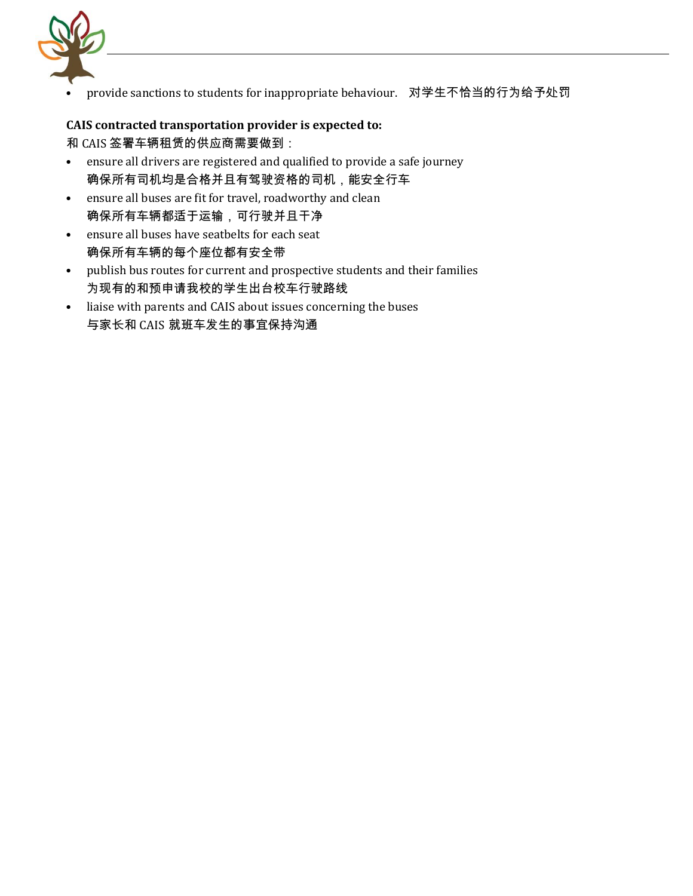- provide sanctions to students for inappropriate behaviour.　对学生不恰当的行为给予处罚

**CAIS contracted transportation provider is expected to:**
和 CAIS 签署车辆租赁的供应商需要做到：

- ensure all drivers are registered and qualified to provide a safe journey
  确保所有司机均是合格并且有驾驶资格的司机，能安全行车
- ensure all buses are fit for travel, roadworthy and clean
  确保所有车辆都适于运输，可行驶并且干净
- ensure all buses have seatbelts for each seat
  确保所有车辆的每个座位都有安全带
- publish bus routes for current and prospective students and their families
  为现有的和预申请我校的学生出台校车行驶路线
- liaise with parents and CAIS about issues concerning the buses
  与家长和 CAIS 就班车发生的事宜保持沟通